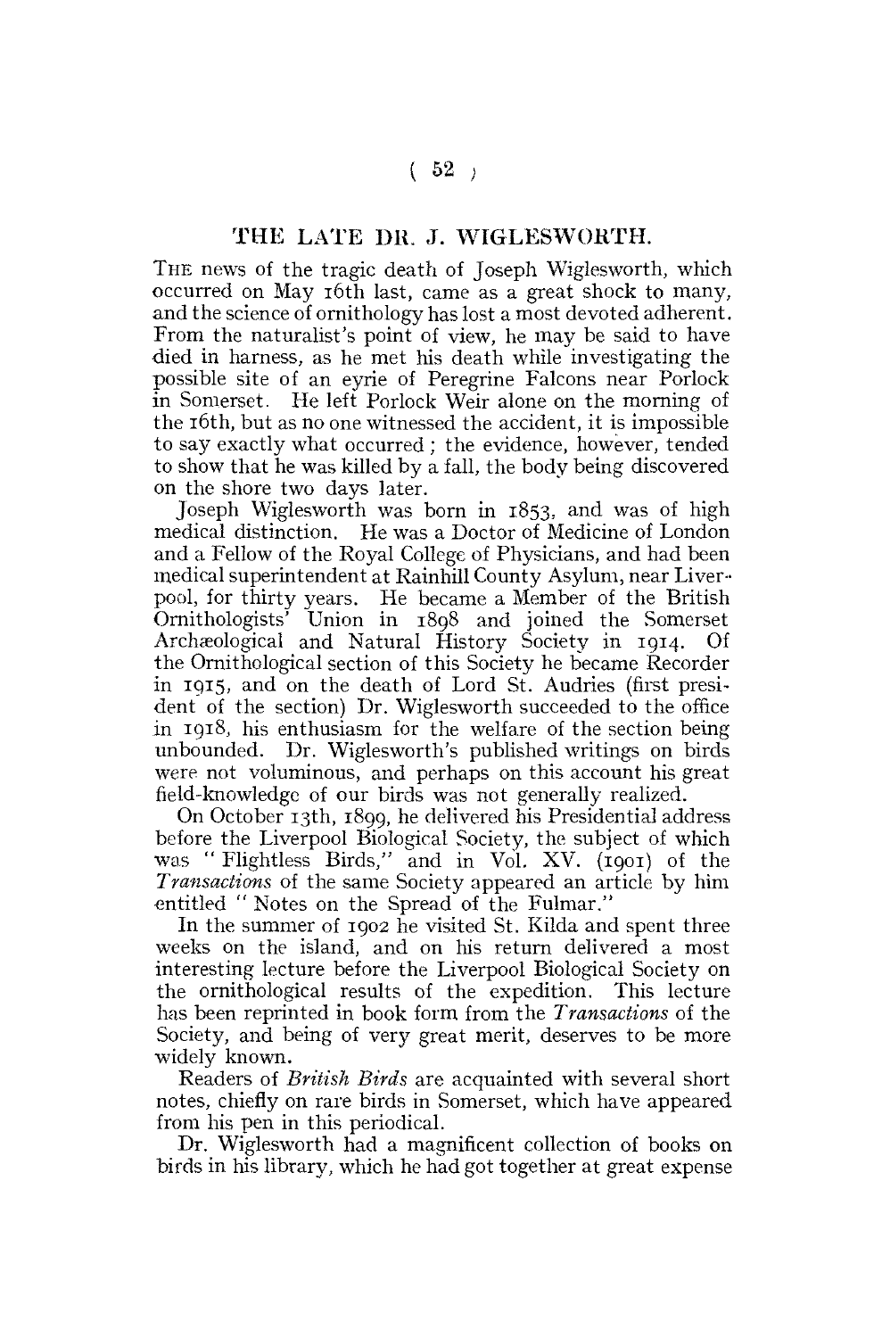# THE LATE DR. J. WIGLESWORTH.

The news of the tragic death of Joseph Wiglesworth, which occurred on May 16th last, came as a great shock to many, and the science of ornithology has lost a most devoted adherent. From the naturalist's point of view, he may be said to have died in harness, as he met his death while investigating the possible site of an eyrie of Peregrine Falcons near Porlock in Somerset. He left Porlock Weir alone on the morning of the 16th, but as no one witnessed the accident, it is impossible to say exactly what occurred; the evidence, however, tended to show that he was killed by a fall, the body being discovered on the shore two days later.

Joseph Wiglesworth was born in 1853, and was of high medical distinction. He was a Doctor of Medicine of London and a Fellow of the Royal College of Physicians, and had been medical superintendent at Rainhill County Asylum, near Liverpool, for thirty years. He became a Member of the British Ornithologists' Union in 1898 and joined the Somerset Archæological and Natural History Society in 1914. Of the Ornithological section of this Society he became Recorder in 1915, and on the death of Lord St. Audries (first president of the section) Dr. Wiglesworth succeeded to the office in 1918, his enthusiasm for the welfare of the section being unbounded. Dr. Wiglesworth's published writings on birds were not voluminous, and perhaps on this account his great field-knowledge of our birds was not generally realized.

On October 13th, 1899, he delivered his Presidential address before the Liverpool Biological Society, the subject of which was "Flightless Birds," and in Vol. XV. (1901) of the *Transactions* of the same Society appeared an article by him entitled "Notes on the Spread of the Fulmar."

In the summer of 1902 he visited St. Kilda and spent three weeks on the island, and on his return delivered a most interesting lecture before the Liverpool Biological Society on the ornithological results of the expedition. This lecture has been reprinted in book form from the *Transactions* of the Society, and being of very great merit, deserves to be more widely known.

Readers of *British Birds* are acquainted with several short notes, chiefly on rare birds in Somerset, which have appeared from his pen in this periodical.

Dr. Wiglesworth had a magnificent collection of books on birds in his library, which he had got together at great expense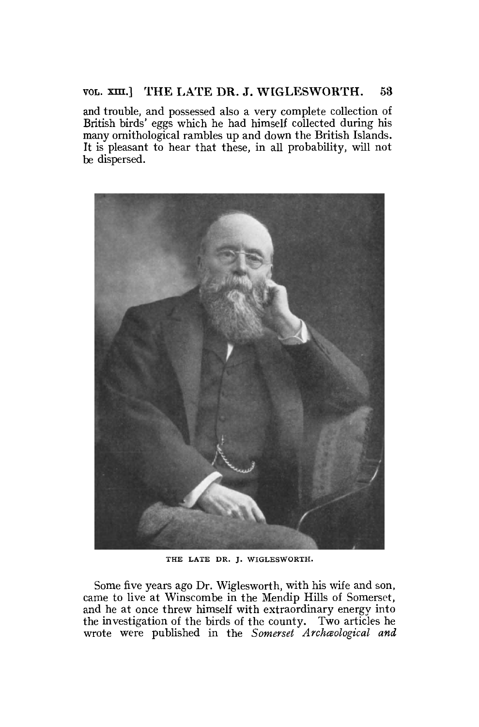and trouble, and possessed also a very complete collection of British birds' eggs which he had himself collected during his many ornithological rambles up and down the British Islands. It is pleasant to hear that these, in all probability, will not be dispersed.

THE LATE DR. J. WIGLESWORTH.

Some five years ago Dr. Wiglesworth, with his wife and son, came to live at Winscombe in the Mendip Hills of Somerset, and he at once threw himself with extraordinary energy into the investigation of the birds of the county. Two articles he wrote were published in the *Somerset Archæological and*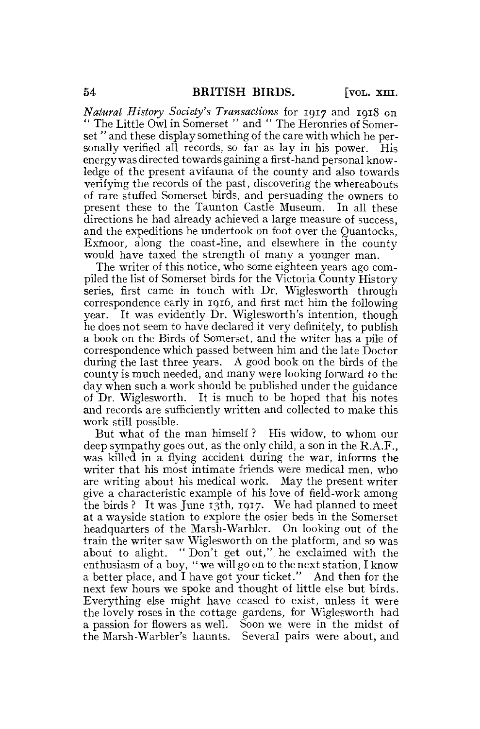*Natural History Society's Transactions* for 1917 and 1918 on "The Little Owl in Somerset" and "The Heronries of Somerset" and these display something of the care with which he personally verified all records, so far as lay in his power. His energy was directed towards gaining a first-hand personal knowledge of the present avifauna of the county and also towards verifying the records of the past, discovering the whereabouts of rare stuffed Somerset birds, and persuading the owners to present these to the Taunton Castle Museum. In all these directions he had already achieved a large measure of success, and the expeditions he undertook on foot over the Quantocks, Exmoor, along the coast-line, and elsewhere in the county would have taxed the strength of many a younger man.

The writer of this notice, who some eighteen years ago compiled the list of Somerset birds for the Victoria County History series, first came in touch with Dr. Wiglesworth through correspondence early in 1916, and first met him the following year. It was evidently Dr. Wiglesworth's intention, though he does not seem to have declared it very definitely, to publish a book on the Birds of Somerset, and the writer has a pile of correspondence which passed between him and the late Doctor during the last three years. A good book on the birds of the county is much needed, and many were looking forward to the day when such a work should be published under the guidance of Dr. Wiglesworth. It is much to be hoped that his notes and records are sufficiently written and collected to make this work still possible.

But what of the man himself? His widow, to whom our deep sympathy goes out, as the only child, a son in the R.A.F., was killed in a flying accident during the war, informs the writer that his most intimate friends were medical men, who are writing about his medical work. May the present writer give a characteristic example of his love of field-work among the birds? It was June 13th, 1917. We had planned to meet at a wayside station to explore the osier beds in the Somerset headquarters of the Marsh-Warbler. On looking out of the train the writer saw Wiglesworth on the platform, and so was about to alight. "Don't get out," he exclaimed with the enthusiasm of a boy, "we will go on to the next station, I know a better place, and I have got your ticket." And then for the next few hours we spoke and thought of little else but birds. Everything else might have ceased to exist, unless it were the lovely roses in the cottage gardens, for Wiglesworth had a passion for flowers as well. Soon we were in the midst of the Marsh-Warbler's haunts. Several pairs were about, and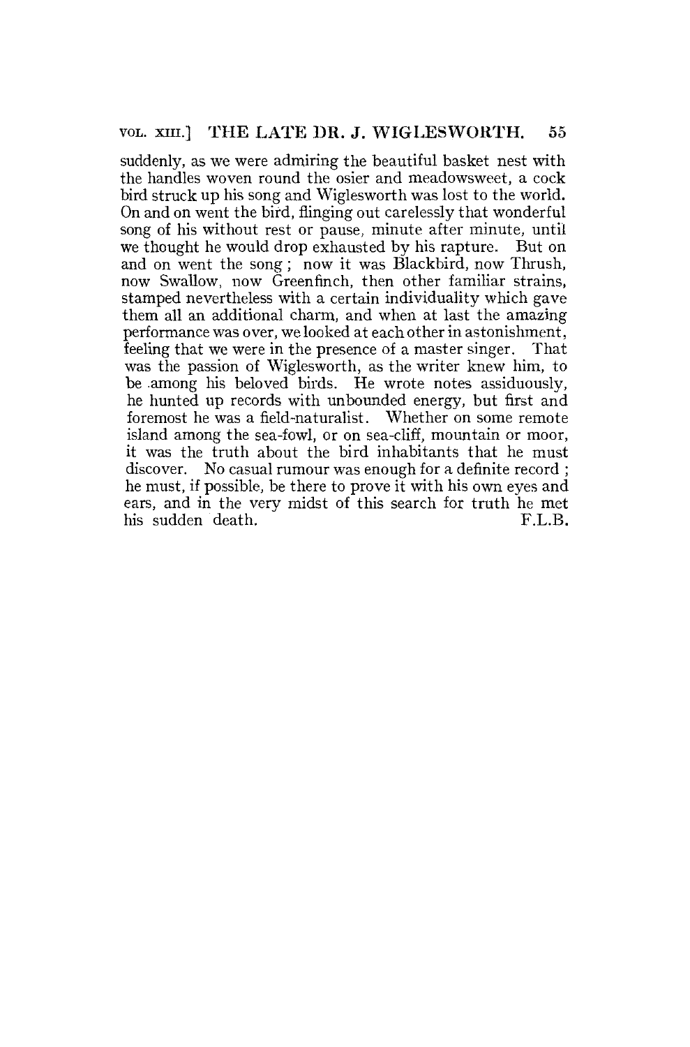suddenly, as we were admiring the beautiful basket nest with the handles woven round the osier and meadowsweet, a cock bird struck up his song and Wiglesworth was lost to the world. On and on went the bird, flinging out carelessly that wonderful song of his without rest or pause, minute after minute, until we thought he would drop exhausted by his rapture. But on and on went the song; now it was Blackbird, now Thrush, now Swallow, now Greenfinch, then other familiar strains, stamped nevertheless with a certain individuality which gave them all an additional charm, and when at last the amazing performance was over, we looked at each other in astonishment, feeling that we were in the presence of a master singer. That was the passion of Wiglesworth, as the writer knew him, to be among his beloved birds. He wrote notes assiduously, he hunted up records with unbounded energy, but first and foremost he was a field-naturalist. Whether on some remote island among the sea-fowl, or on sea-cliff, mountain or moor, it was the truth about the bird inhabitants that he must discover. No casual rumour was enough for a definite record; he must, if possible, be there to prove it with his own eyes and ears, and in the very midst of this search for truth he met his sudden death.

F.L.B.